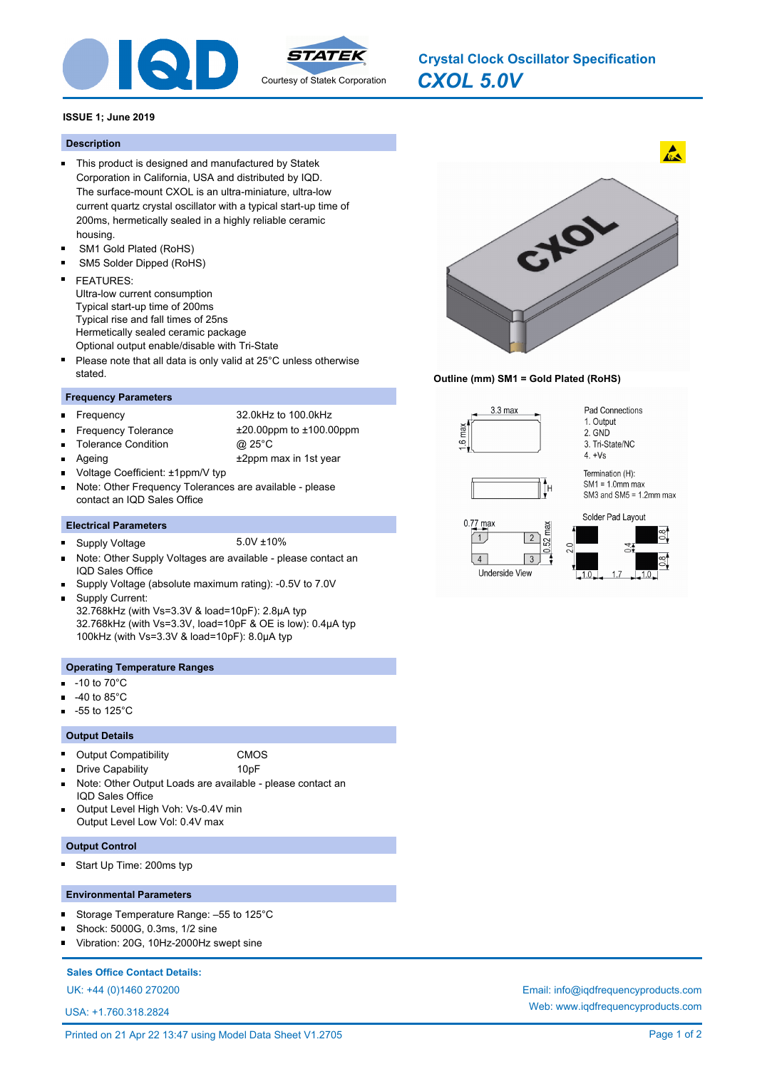# Crystal Clock Oscillator Specification

## *CXOL 5.0V*

Courtesy of Statek Corporation

**ISSUE 1; June 2019**

### Description

- This product is designed and manufactured by Statek Corporation in California, USA and distributed by IQD. The surface-mount CXOL is an ultra-miniature, ultra-low current quartz crystal oscillator with a typical start-up time of 200ms, hermetically sealed in a highly reliable ceramic housing.
- SM1 Gold Plated (RoHS)
- SM5 Solder Dipped (RoHS)
- FEATURES:
  Ultra-low current consumption
  Typical start-up time of 200ms
  Typical rise and fall times of 25ns
  Hermetically sealed ceramic package
  Optional output enable/disable with Tri-State
- Please note that all data is only valid at 25°C unless otherwise stated.

### Frequency Parameters

- Frequency: 32.0kHz to 100.0kHz
- Frequency Tolerance: ±20.00ppm to ±100.00ppm
- Tolerance Condition: @ 25°C
- Ageing: ±2ppm max in 1st year
- Voltage Coefficient: ±1ppm/V typ
- Note: Other Frequency Tolerances are available - please contact an IQD Sales Office

### Electrical Parameters

- Supply Voltage: 5.0V ±10%
- Note: Other Supply Voltages are available - please contact an IQD Sales Office
- Supply Voltage (absolute maximum rating): -0.5V to 7.0V
- Supply Current:
  32.768kHz (with Vs=3.3V & load=10pF): 2.8µA typ
  32.768kHz (with Vs=3.3V, load=10pF & OE is low): 0.4µA typ
  100kHz (with Vs=3.3V & load=10pF): 8.0µA typ

### Operating Temperature Ranges

- -10 to 70°C
- -40 to 85°C
- -55 to 125°C

### Output Details

- Output Compatibility: CMOS
- Drive Capability: 10pF
- Note: Other Output Loads are available - please contact an IQD Sales Office
- Output Level High Voh: Vs-0.4V min
  Output Level Low Vol: 0.4V max

### Output Control

- Start Up Time: 200ms typ

### Environmental Parameters

- Storage Temperature Range: –55 to 125°C
- Shock: 5000G, 0.3ms, 1/2 sine
- Vibration: 20G, 10Hz-2000Hz swept sine

**Outline (mm) SM1 = Gold Plated (RoHS)**

3.3 max; 1.6 max

Pad Connections
1. Output
2. GND
3. Tri-State/NC
4. +Vs

Termination (H):
SM1 = 1.0mm max
SM3 and SM5 = 1.2mm max

0.77 max; 0.52 max
Underside View

Solder Pad Layout: 2.0; 0.4; 0.8; 0.8; 1.0; 1.7; 1.0

**Sales Office Contact Details:**

UK: +44 (0)1460 270200

USA: +1.760.318.2824

Email: info@iqdfrequencyproducts.com

Web: www.iqdfrequencyproducts.com

Printed on 21 Apr 22 13:47 using Model Data Sheet V1.2705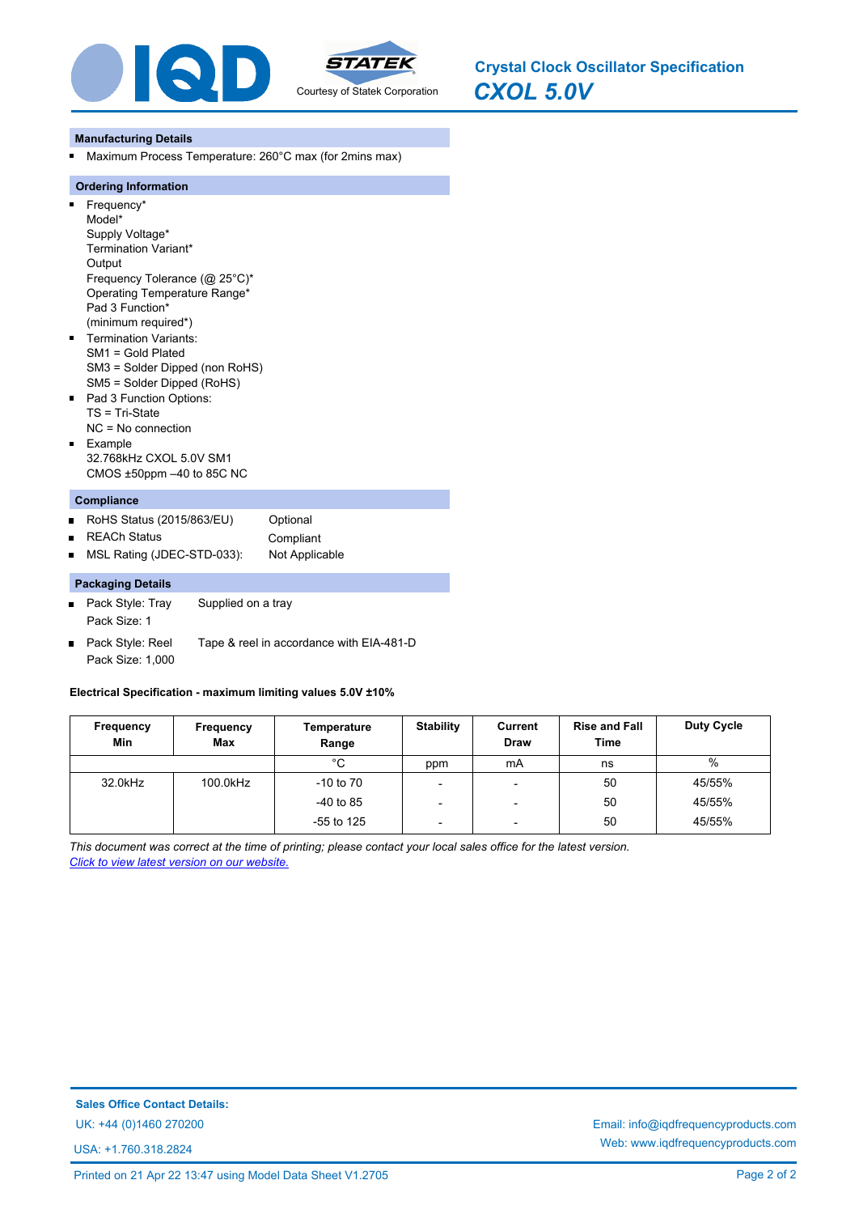# Crystal Clock Oscillator Specification

## CXOL 5.0V

Courtesy of Statek Corporation

### Manufacturing Details

- Maximum Process Temperature: 260°C max (for 2mins max)

### Ordering Information

- Frequency*
  Model*
  Supply Voltage*
  Termination Variant*
  Output
  Frequency Tolerance (@ 25°C)*
  Operating Temperature Range*
  Pad 3 Function*
  (minimum required*)
- Termination Variants:
  SM1 = Gold Plated
  SM3 = Solder Dipped (non RoHS)
  SM5 = Solder Dipped (RoHS)
- Pad 3 Function Options:
  TS = Tri-State
  NC = No connection
- Example
  32.768kHz CXOL 5.0V SM1
  CMOS ±50ppm –40 to 85C NC

### Compliance

- RoHS Status (2015/863/EU): Optional
- REACh Status: Compliant
- MSL Rating (JDEC-STD-033): Not Applicable

### Packaging Details

- Pack Style: Tray — Supplied on a tray
  Pack Size: 1
- Pack Style: Reel — Tape & reel in accordance with EIA-481-D
  Pack Size: 1,000

**Electrical Specification - maximum limiting values 5.0V ±10%**

| Frequency Min | Frequency Max | Temperature Range | Stability | Current Draw | Rise and Fall Time | Duty Cycle |
|---|---|---|---|---|---|---|
| | | °C | ppm | mA | ns | % |
| 32.0kHz | 100.0kHz | -10 to 70 | - | - | 50 | 45/55% |
| | | -40 to 85 | - | - | 50 | 45/55% |
| | | -55 to 125 | - | - | 50 | 45/55% |

*This document was correct at the time of printing; please contact your local sales office for the latest version.*
*Click to view latest version on our website.*

**Sales Office Contact Details:**

UK: +44 (0)1460 270200

USA: +1.760.318.2824

Email: info@iqdfrequencyproducts.com

Web: www.iqdfrequencyproducts.com

Printed on 21 Apr 22 13:47 using Model Data Sheet V1.2705